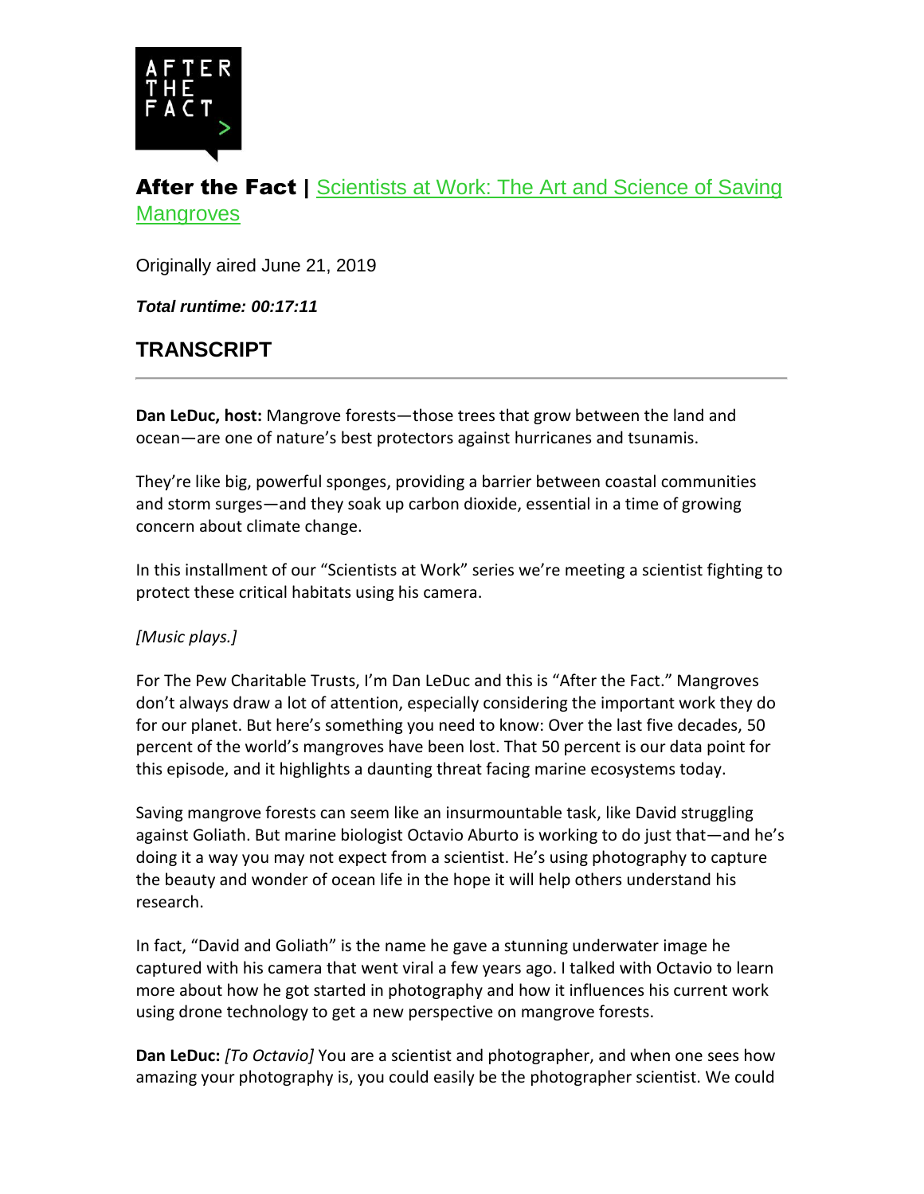**After the Fact |** Scientists at Work: The Art and Science of Saving Mangroves

Originally aired June 21, 2019

***Total runtime: 00:17:11***

## TRANSCRIPT

---

**Dan LeDuc, host:** Mangrove forests—those trees that grow between the land and ocean—are one of nature's best protectors against hurricanes and tsunamis.

They're like big, powerful sponges, providing a barrier between coastal communities and storm surges—and they soak up carbon dioxide, essential in a time of growing concern about climate change.

In this installment of our "Scientists at Work" series we're meeting a scientist fighting to protect these critical habitats using his camera.

*[Music plays.]*

For The Pew Charitable Trusts, I'm Dan LeDuc and this is "After the Fact." Mangroves don't always draw a lot of attention, especially considering the important work they do for our planet. But here's something you need to know: Over the last five decades, 50 percent of the world's mangroves have been lost. That 50 percent is our data point for this episode, and it highlights a daunting threat facing marine ecosystems today.

Saving mangrove forests can seem like an insurmountable task, like David struggling against Goliath. But marine biologist Octavio Aburto is working to do just that—and he's doing it a way you may not expect from a scientist. He's using photography to capture the beauty and wonder of ocean life in the hope it will help others understand his research.

In fact, "David and Goliath" is the name he gave a stunning underwater image he captured with his camera that went viral a few years ago. I talked with Octavio to learn more about how he got started in photography and how it influences his current work using drone technology to get a new perspective on mangrove forests.

**Dan LeDuc:** *[To Octavio]* You are a scientist and photographer, and when one sees how amazing your photography is, you could easily be the photographer scientist. We could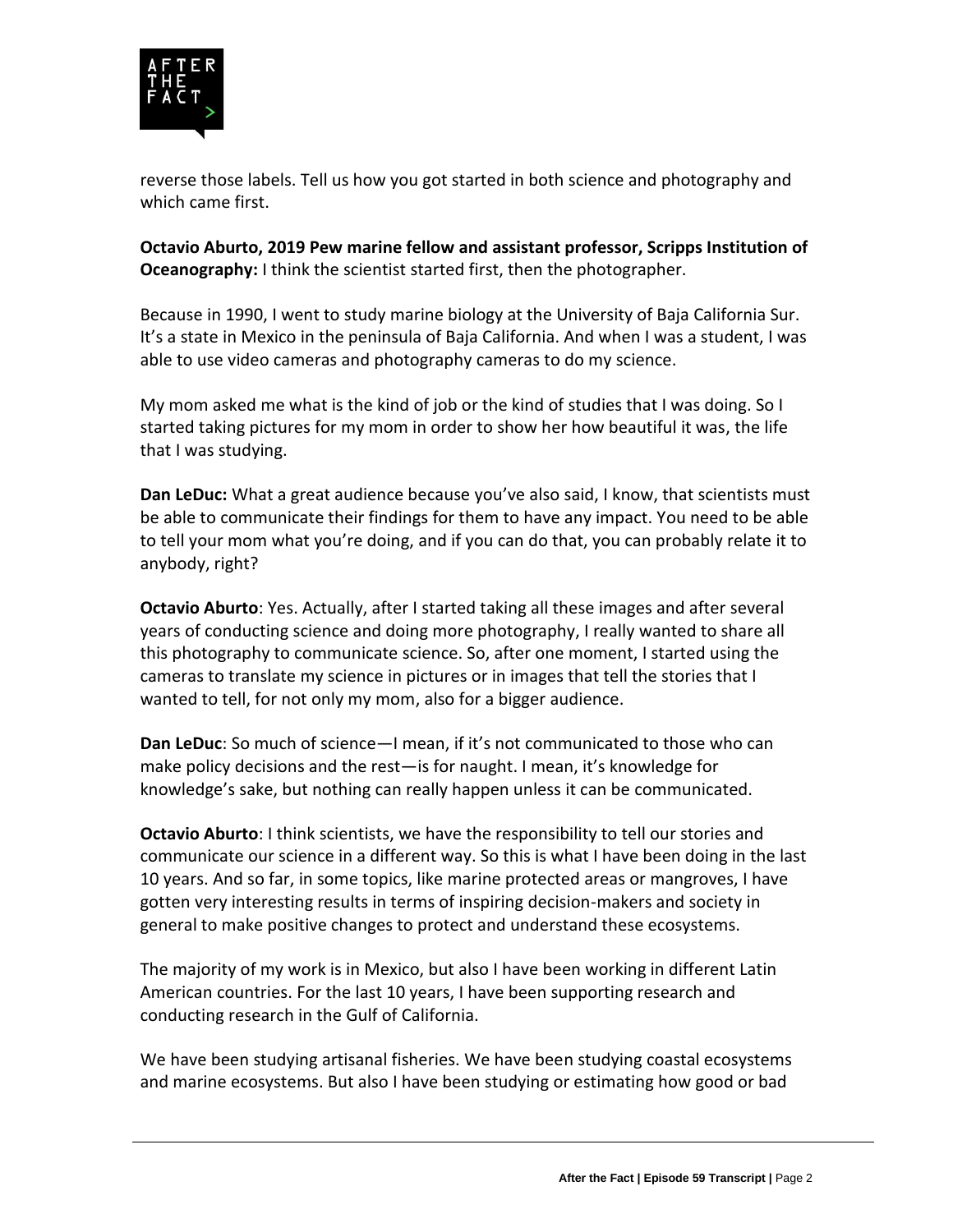reverse those labels. Tell us how you got started in both science and photography and which came first.

**Octavio Aburto, 2019 Pew marine fellow and assistant professor, Scripps Institution of Oceanography:** I think the scientist started first, then the photographer.

Because in 1990, I went to study marine biology at the University of Baja California Sur. It's a state in Mexico in the peninsula of Baja California. And when I was a student, I was able to use video cameras and photography cameras to do my science.

My mom asked me what is the kind of job or the kind of studies that I was doing. So I started taking pictures for my mom in order to show her how beautiful it was, the life that I was studying.

**Dan LeDuc:** What a great audience because you've also said, I know, that scientists must be able to communicate their findings for them to have any impact. You need to be able to tell your mom what you're doing, and if you can do that, you can probably relate it to anybody, right?

**Octavio Aburto**: Yes. Actually, after I started taking all these images and after several years of conducting science and doing more photography, I really wanted to share all this photography to communicate science. So, after one moment, I started using the cameras to translate my science in pictures or in images that tell the stories that I wanted to tell, for not only my mom, also for a bigger audience.

**Dan LeDuc**: So much of science—I mean, if it's not communicated to those who can make policy decisions and the rest—is for naught. I mean, it's knowledge for knowledge's sake, but nothing can really happen unless it can be communicated.

**Octavio Aburto**: I think scientists, we have the responsibility to tell our stories and communicate our science in a different way. So this is what I have been doing in the last 10 years. And so far, in some topics, like marine protected areas or mangroves, I have gotten very interesting results in terms of inspiring decision-makers and society in general to make positive changes to protect and understand these ecosystems.

The majority of my work is in Mexico, but also I have been working in different Latin American countries. For the last 10 years, I have been supporting research and conducting research in the Gulf of California.

We have been studying artisanal fisheries. We have been studying coastal ecosystems and marine ecosystems. But also I have been studying or estimating how good or bad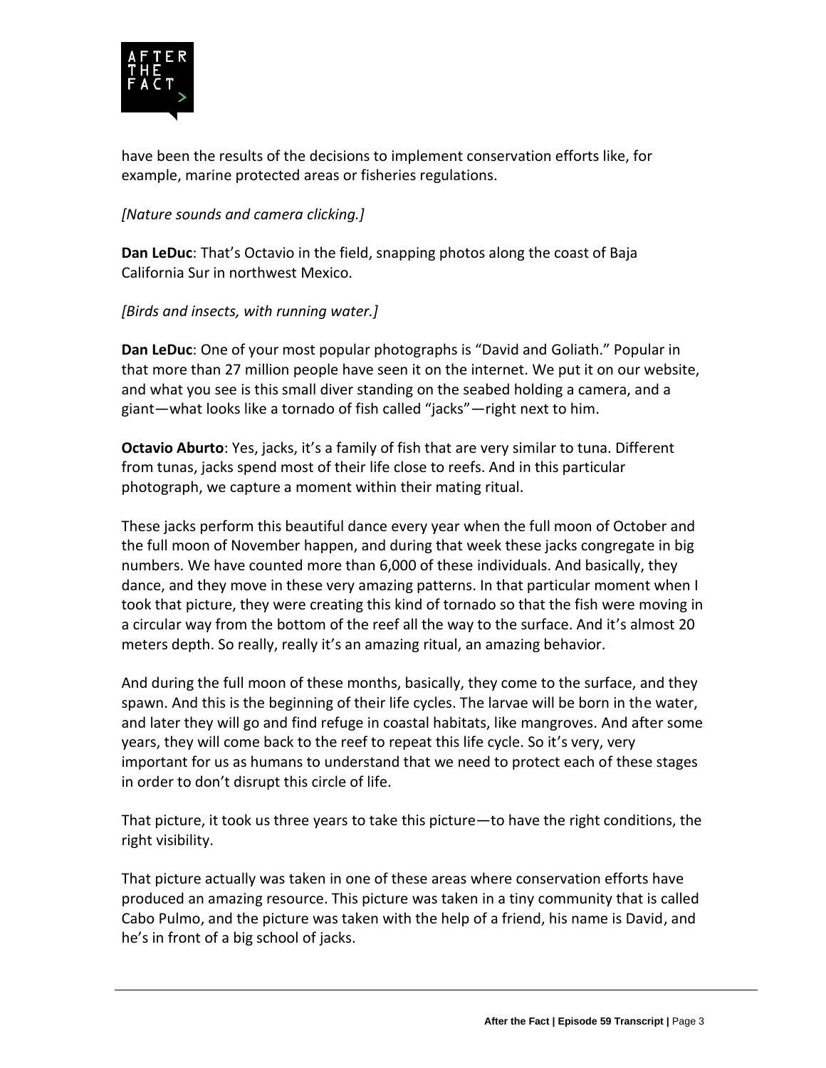have been the results of the decisions to implement conservation efforts like, for example, marine protected areas or fisheries regulations.

*[Nature sounds and camera clicking.]*

**Dan LeDuc**: That's Octavio in the field, snapping photos along the coast of Baja California Sur in northwest Mexico.

*[Birds and insects, with running water.]*

**Dan LeDuc**: One of your most popular photographs is "David and Goliath." Popular in that more than 27 million people have seen it on the internet. We put it on our website, and what you see is this small diver standing on the seabed holding a camera, and a giant—what looks like a tornado of fish called "jacks"—right next to him.

**Octavio Aburto**: Yes, jacks, it's a family of fish that are very similar to tuna. Different from tunas, jacks spend most of their life close to reefs. And in this particular photograph, we capture a moment within their mating ritual.

These jacks perform this beautiful dance every year when the full moon of October and the full moon of November happen, and during that week these jacks congregate in big numbers. We have counted more than 6,000 of these individuals. And basically, they dance, and they move in these very amazing patterns. In that particular moment when I took that picture, they were creating this kind of tornado so that the fish were moving in a circular way from the bottom of the reef all the way to the surface. And it's almost 20 meters depth. So really, really it's an amazing ritual, an amazing behavior.

And during the full moon of these months, basically, they come to the surface, and they spawn. And this is the beginning of their life cycles. The larvae will be born in the water, and later they will go and find refuge in coastal habitats, like mangroves. And after some years, they will come back to the reef to repeat this life cycle. So it's very, very important for us as humans to understand that we need to protect each of these stages in order to don't disrupt this circle of life.

That picture, it took us three years to take this picture—to have the right conditions, the right visibility.

That picture actually was taken in one of these areas where conservation efforts have produced an amazing resource. This picture was taken in a tiny community that is called Cabo Pulmo, and the picture was taken with the help of a friend, his name is David, and he's in front of a big school of jacks.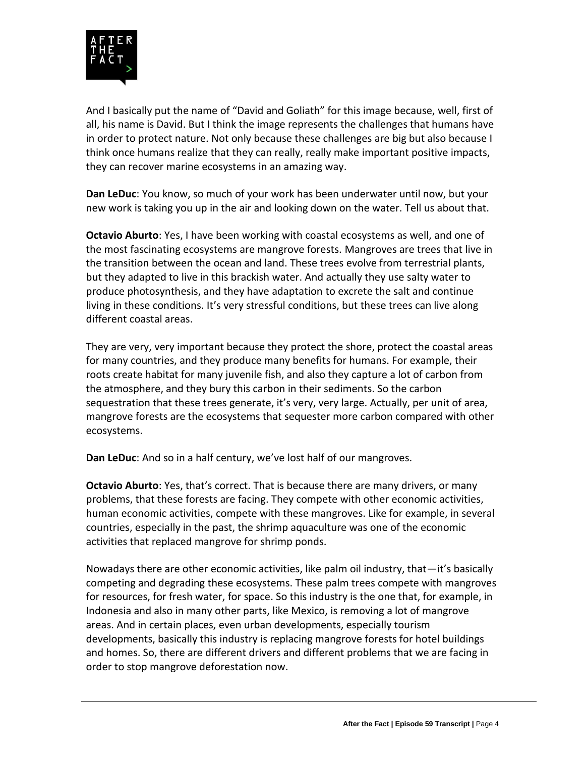And I basically put the name of "David and Goliath" for this image because, well, first of all, his name is David. But I think the image represents the challenges that humans have in order to protect nature. Not only because these challenges are big but also because I think once humans realize that they can really, really make important positive impacts, they can recover marine ecosystems in an amazing way.

**Dan LeDuc**: You know, so much of your work has been underwater until now, but your new work is taking you up in the air and looking down on the water. Tell us about that.

**Octavio Aburto**: Yes, I have been working with coastal ecosystems as well, and one of the most fascinating ecosystems are mangrove forests. Mangroves are trees that live in the transition between the ocean and land. These trees evolve from terrestrial plants, but they adapted to live in this brackish water. And actually they use salty water to produce photosynthesis, and they have adaptation to excrete the salt and continue living in these conditions. It's very stressful conditions, but these trees can live along different coastal areas.

They are very, very important because they protect the shore, protect the coastal areas for many countries, and they produce many benefits for humans. For example, their roots create habitat for many juvenile fish, and also they capture a lot of carbon from the atmosphere, and they bury this carbon in their sediments. So the carbon sequestration that these trees generate, it's very, very large. Actually, per unit of area, mangrove forests are the ecosystems that sequester more carbon compared with other ecosystems.

**Dan LeDuc**: And so in a half century, we've lost half of our mangroves.

**Octavio Aburto**: Yes, that's correct. That is because there are many drivers, or many problems, that these forests are facing. They compete with other economic activities, human economic activities, compete with these mangroves. Like for example, in several countries, especially in the past, the shrimp aquaculture was one of the economic activities that replaced mangrove for shrimp ponds.

Nowadays there are other economic activities, like palm oil industry, that—it's basically competing and degrading these ecosystems. These palm trees compete with mangroves for resources, for fresh water, for space. So this industry is the one that, for example, in Indonesia and also in many other parts, like Mexico, is removing a lot of mangrove areas. And in certain places, even urban developments, especially tourism developments, basically this industry is replacing mangrove forests for hotel buildings and homes. So, there are different drivers and different problems that we are facing in order to stop mangrove deforestation now.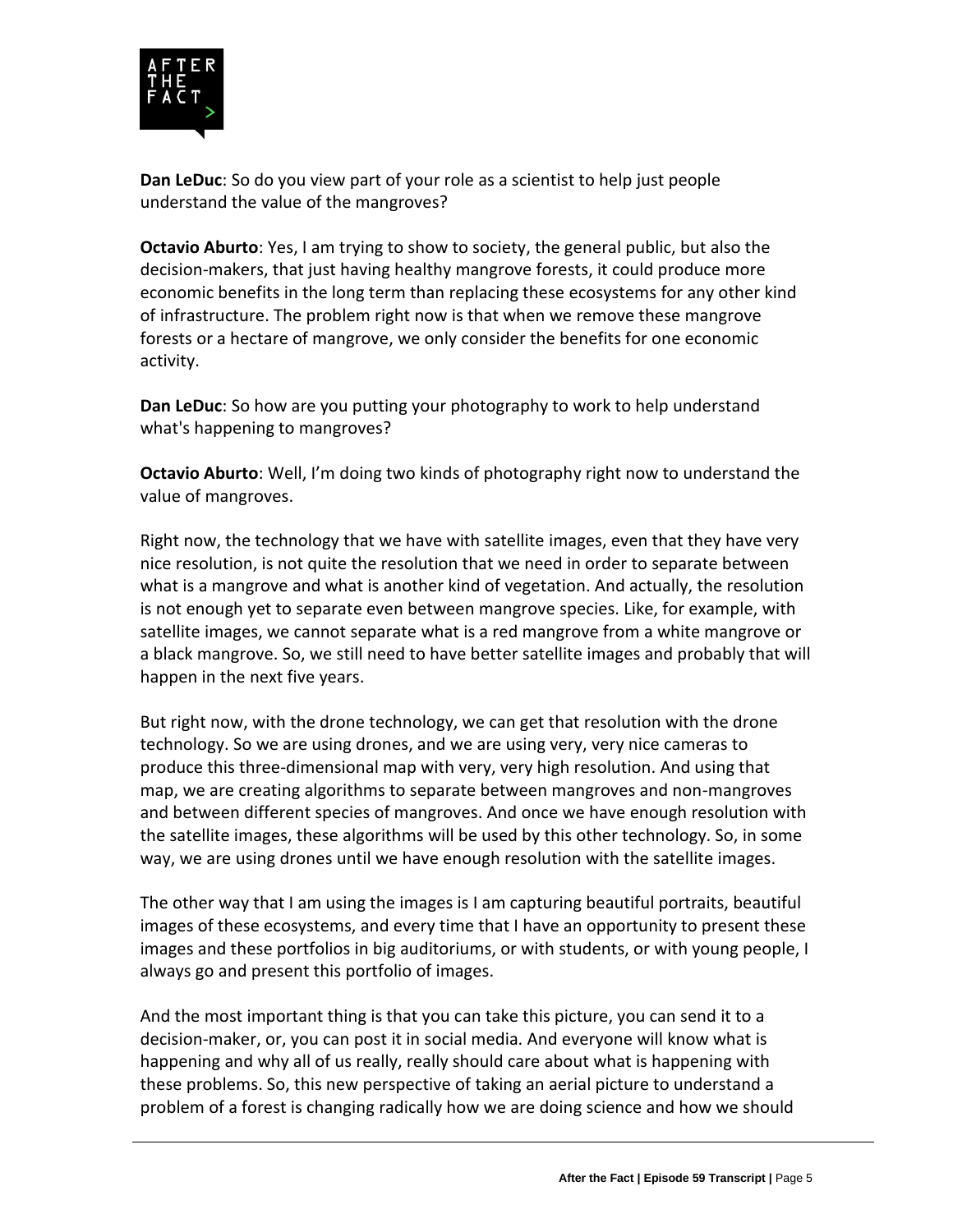**Dan LeDuc**: So do you view part of your role as a scientist to help just people understand the value of the mangroves?

**Octavio Aburto**: Yes, I am trying to show to society, the general public, but also the decision-makers, that just having healthy mangrove forests, it could produce more economic benefits in the long term than replacing these ecosystems for any other kind of infrastructure. The problem right now is that when we remove these mangrove forests or a hectare of mangrove, we only consider the benefits for one economic activity.

**Dan LeDuc**: So how are you putting your photography to work to help understand what's happening to mangroves?

**Octavio Aburto**: Well, I'm doing two kinds of photography right now to understand the value of mangroves.

Right now, the technology that we have with satellite images, even that they have very nice resolution, is not quite the resolution that we need in order to separate between what is a mangrove and what is another kind of vegetation. And actually, the resolution is not enough yet to separate even between mangrove species. Like, for example, with satellite images, we cannot separate what is a red mangrove from a white mangrove or a black mangrove. So, we still need to have better satellite images and probably that will happen in the next five years.

But right now, with the drone technology, we can get that resolution with the drone technology. So we are using drones, and we are using very, very nice cameras to produce this three-dimensional map with very, very high resolution. And using that map, we are creating algorithms to separate between mangroves and non-mangroves and between different species of mangroves. And once we have enough resolution with the satellite images, these algorithms will be used by this other technology. So, in some way, we are using drones until we have enough resolution with the satellite images.

The other way that I am using the images is I am capturing beautiful portraits, beautiful images of these ecosystems, and every time that I have an opportunity to present these images and these portfolios in big auditoriums, or with students, or with young people, I always go and present this portfolio of images.

And the most important thing is that you can take this picture, you can send it to a decision-maker, or, you can post it in social media. And everyone will know what is happening and why all of us really, really should care about what is happening with these problems. So, this new perspective of taking an aerial picture to understand a problem of a forest is changing radically how we are doing science and how we should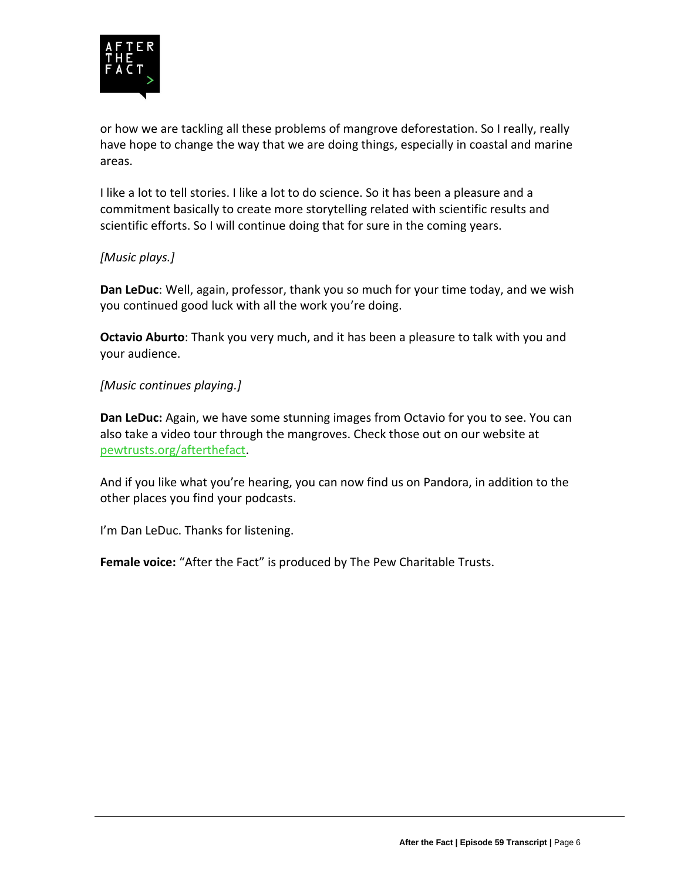or how we are tackling all these problems of mangrove deforestation. So I really, really have hope to change the way that we are doing things, especially in coastal and marine areas.

I like a lot to tell stories. I like a lot to do science. So it has been a pleasure and a commitment basically to create more storytelling related with scientific results and scientific efforts. So I will continue doing that for sure in the coming years.

*[Music plays.]*

**Dan LeDuc**: Well, again, professor, thank you so much for your time today, and we wish you continued good luck with all the work you're doing.

**Octavio Aburto**: Thank you very much, and it has been a pleasure to talk with you and your audience.

*[Music continues playing.]*

**Dan LeDuc:** Again, we have some stunning images from Octavio for you to see. You can also take a video tour through the mangroves. Check those out on our website at pewtrusts.org/afterthefact.

And if you like what you're hearing, you can now find us on Pandora, in addition to the other places you find your podcasts.

I'm Dan LeDuc. Thanks for listening.

**Female voice:** "After the Fact" is produced by The Pew Charitable Trusts.